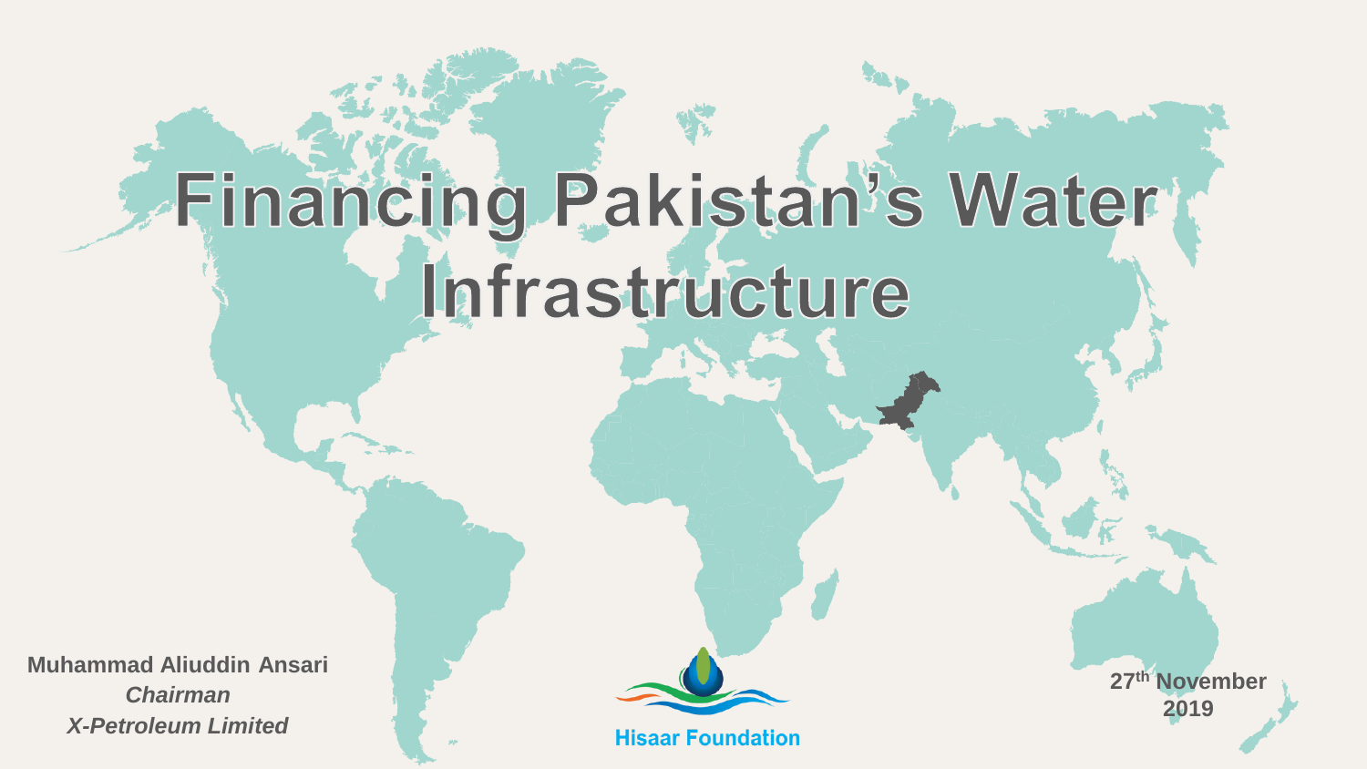# Financing Pakistan's Water Infrastructure

**Muhammad Aliuddin Ansari**
***Chairman***
***X-Petroleum Limited***

**Hisaar Foundation**

**27th November 2019**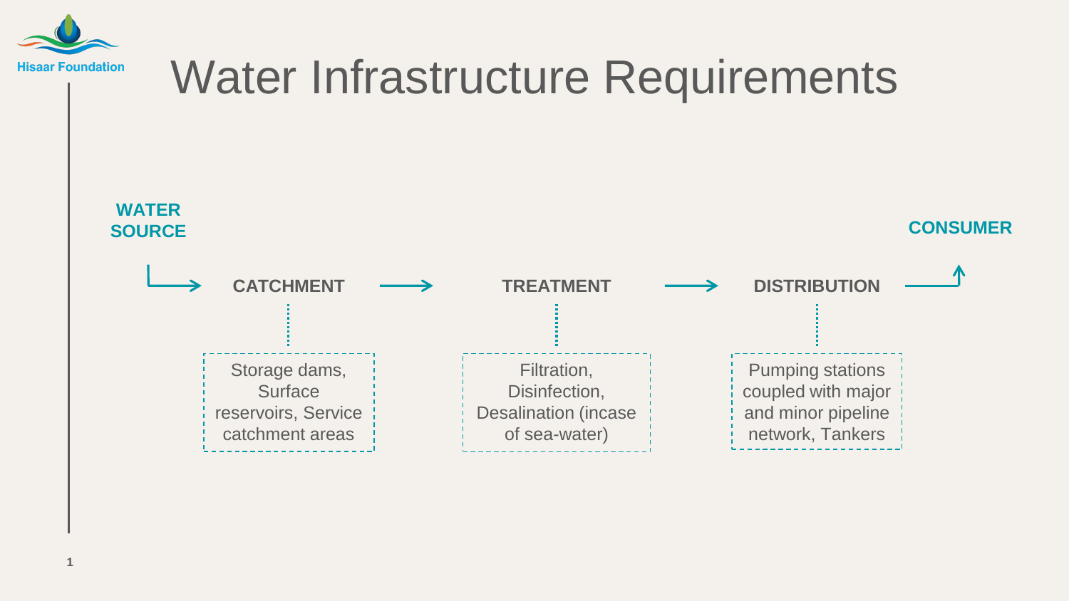# Water Infrastructure Requirements

**WATER SOURCE** → **CATCHMENT** → **TREATMENT** → **DISTRIBUTION** → **CONSUMER**

- **CATCHMENT**: Storage dams, Surface reservoirs, Service catchment areas
- **TREATMENT**: Filtration, Disinfection, Desalination (incase of sea-water)
- **DISTRIBUTION**: Pumping stations coupled with major and minor pipeline network, Tankers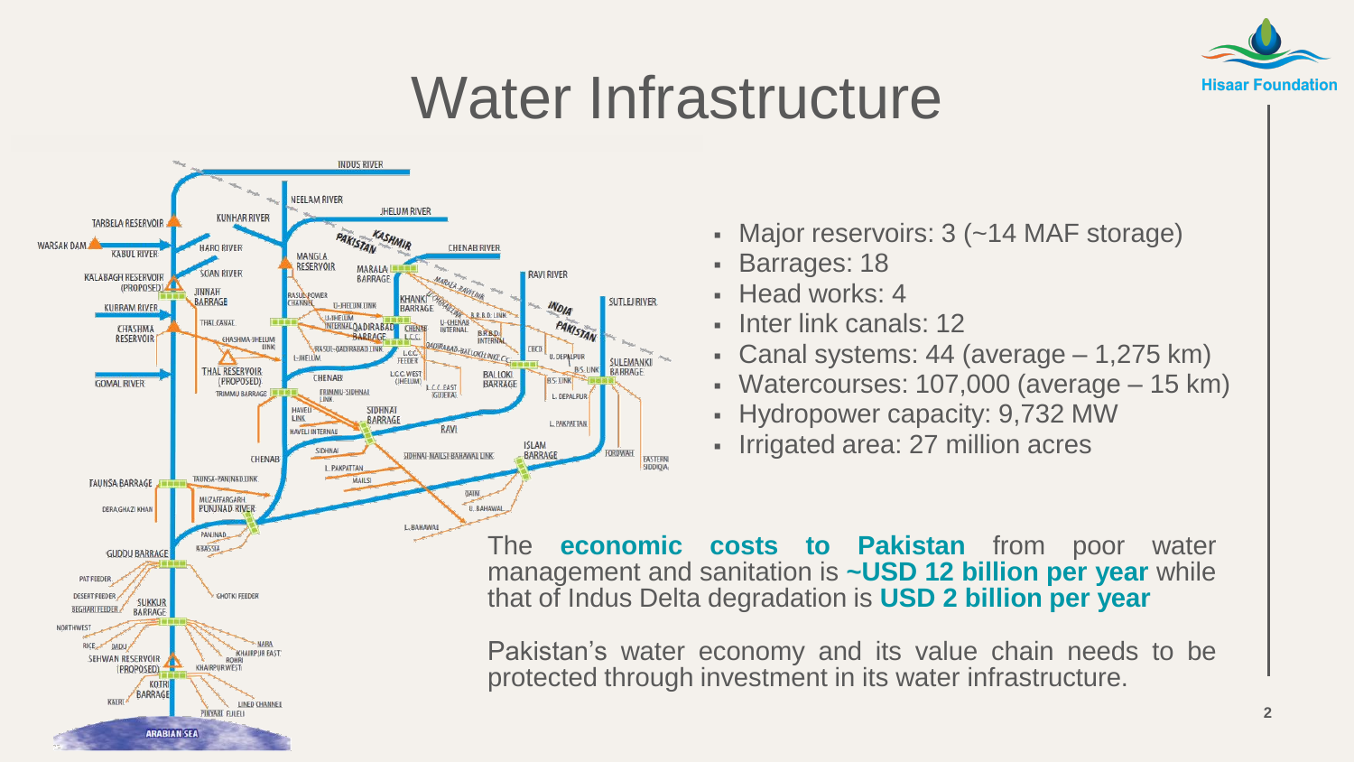# Water Infrastructure

- Major reservoirs: 3 (~14 MAF storage)
- Barrages: 18
- Head works: 4
- Inter link canals: 12
- Canal systems: 44 (average – 1,275 km)
- Watercourses: 107,000 (average – 15 km)
- Hydropower capacity: 9,732 MW
- Irrigated area: 27 million acres

The **economic costs to Pakistan** from poor water management and sanitation is **~USD 12 billion per year** while that of Indus Delta degradation is **USD 2 billion per year**

Pakistan's water economy and its value chain needs to be protected through investment in its water infrastructure.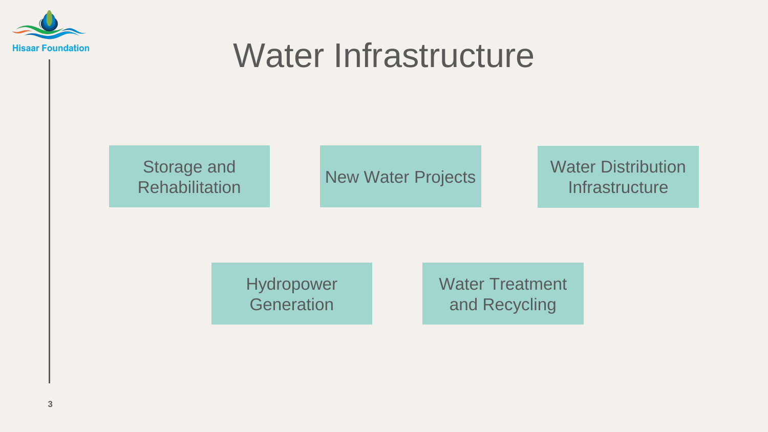# Water Infrastructure

- Storage and Rehabilitation
- New Water Projects
- Water Distribution Infrastructure
- Hydropower Generation
- Water Treatment and Recycling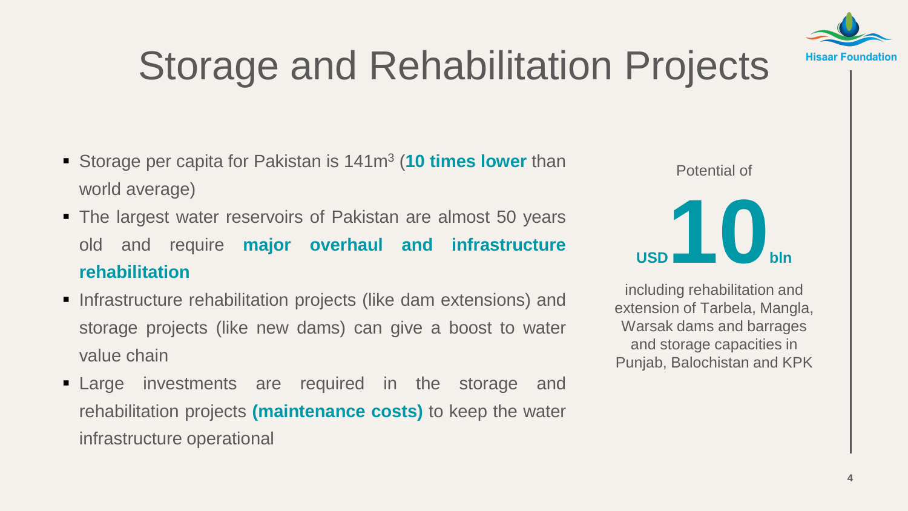# Storage and Rehabilitation Projects

- Storage per capita for Pakistan is 141m$^3$ (**10 times lower** than world average)
- The largest water reservoirs of Pakistan are almost 50 years old and require **major overhaul and infrastructure rehabilitation**
- Infrastructure rehabilitation projects (like dam extensions) and storage projects (like new dams) can give a boost to water value chain
- Large investments are required in the storage and rehabilitation projects **(maintenance costs)** to keep the water infrastructure operational

Potential of

**USD 10 bln**

including rehabilitation and extension of Tarbela, Mangla, Warsak dams and barrages and storage capacities in Punjab, Balochistan and KPK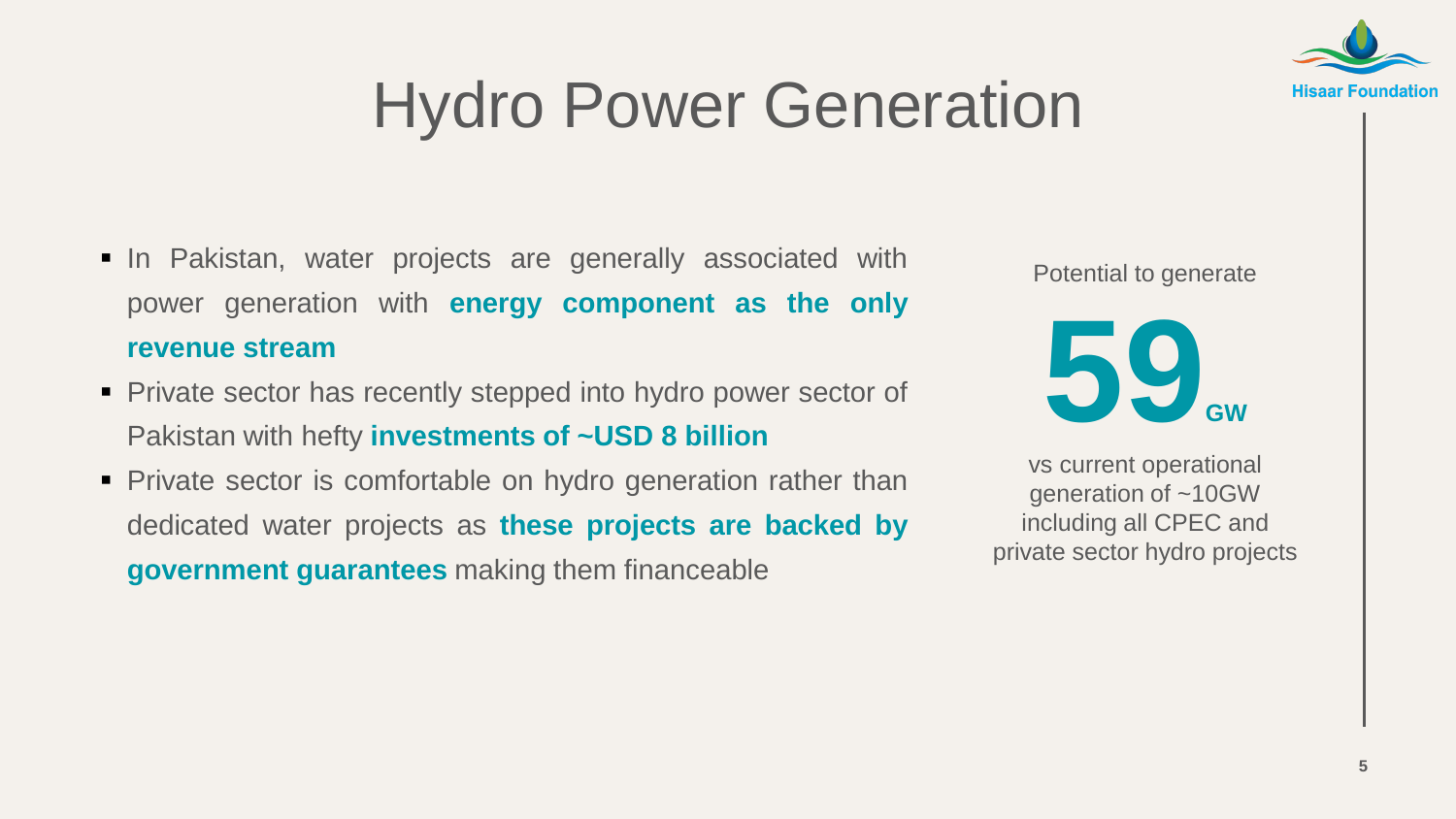# Hydro Power Generation

- In Pakistan, water projects are generally associated with power generation with **energy component as the only revenue stream**
- Private sector has recently stepped into hydro power sector of Pakistan with hefty **investments of ~USD 8 billion**
- Private sector is comfortable on hydro generation rather than dedicated water projects as **these projects are backed by government guarantees** making them financeable

Potential to generate

**59 GW**

vs current operational generation of ~10GW including all CPEC and private sector hydro projects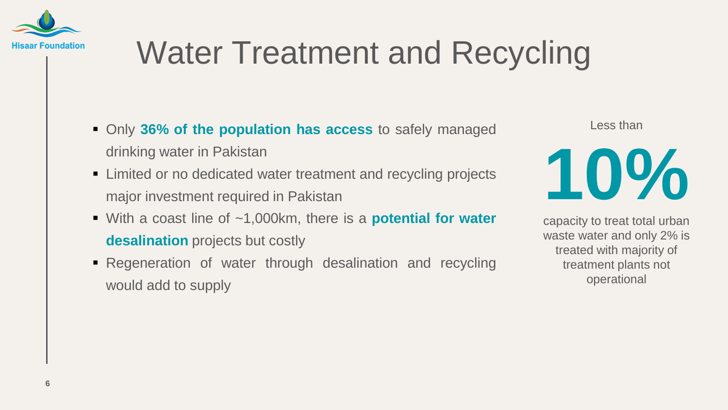# Water Treatment and Recycling

- Only **36% of the population has access** to safely managed drinking water in Pakistan
- Limited or no dedicated water treatment and recycling projects major investment required in Pakistan
- With a coast line of ~1,000km, there is a **potential for water desalination** projects but costly
- Regeneration of water through desalination and recycling would add to supply

Less than

**10%**

capacity to treat total urban waste water and only 2% is treated with majority of treatment plants not operational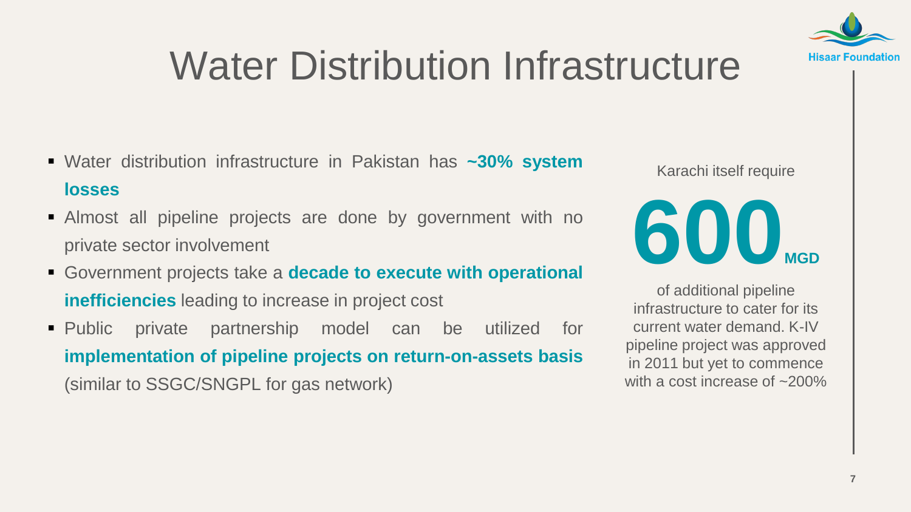# Water Distribution Infrastructure

- Water distribution infrastructure in Pakistan has **~30% system losses**
- Almost all pipeline projects are done by government with no private sector involvement
- Government projects take a **decade to execute with operational inefficiencies** leading to increase in project cost
- Public private partnership model can be utilized for **implementation of pipeline projects on return-on-assets basis** (similar to SSGC/SNGPL for gas network)

Karachi itself require

**600** **MGD**

of additional pipeline infrastructure to cater for its current water demand. K-IV pipeline project was approved in 2011 but yet to commence with a cost increase of ~200%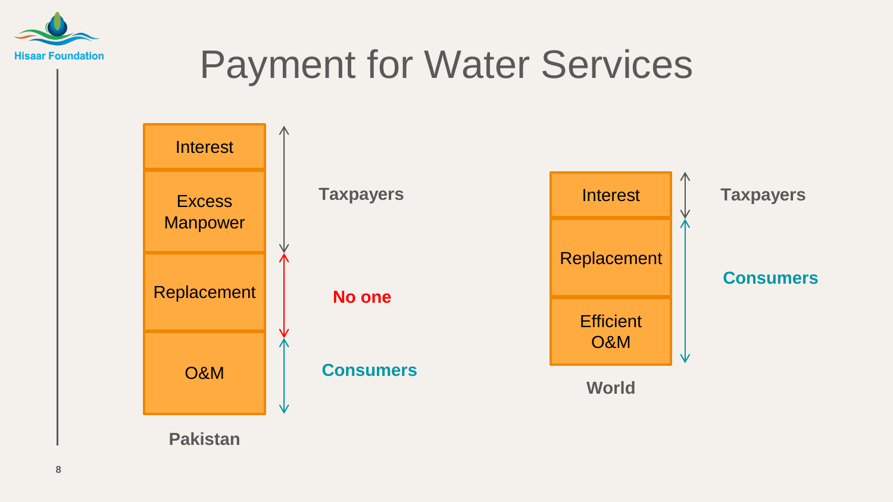# Payment for Water Services

**Pakistan**

| Cost component | Who pays |
| --- | --- |
| Interest | Taxpayers |
| Excess Manpower | Taxpayers |
| Replacement | No one |
| O&M | Consumers |

**World**

| Cost component | Who pays |
| --- | --- |
| Interest | Taxpayers |
| Replacement | Consumers |
| Efficient O&M | Consumers |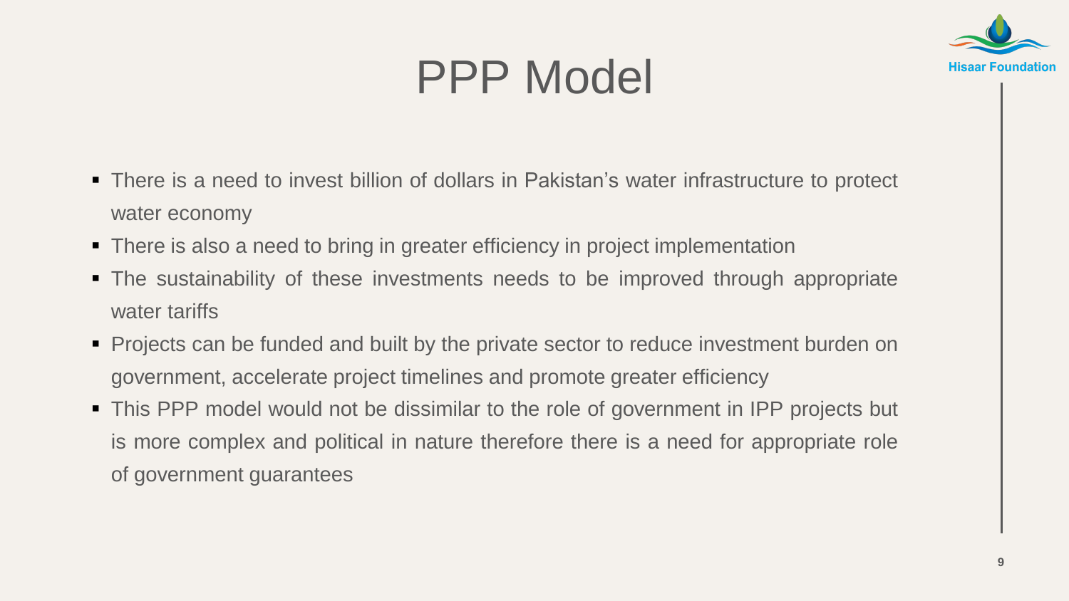# PPP Model

- There is a need to invest billion of dollars in Pakistan's water infrastructure to protect water economy
- There is also a need to bring in greater efficiency in project implementation
- The sustainability of these investments needs to be improved through appropriate water tariffs
- Projects can be funded and built by the private sector to reduce investment burden on government, accelerate project timelines and promote greater efficiency
- This PPP model would not be dissimilar to the role of government in IPP projects but is more complex and political in nature therefore there is a need for appropriate role of government guarantees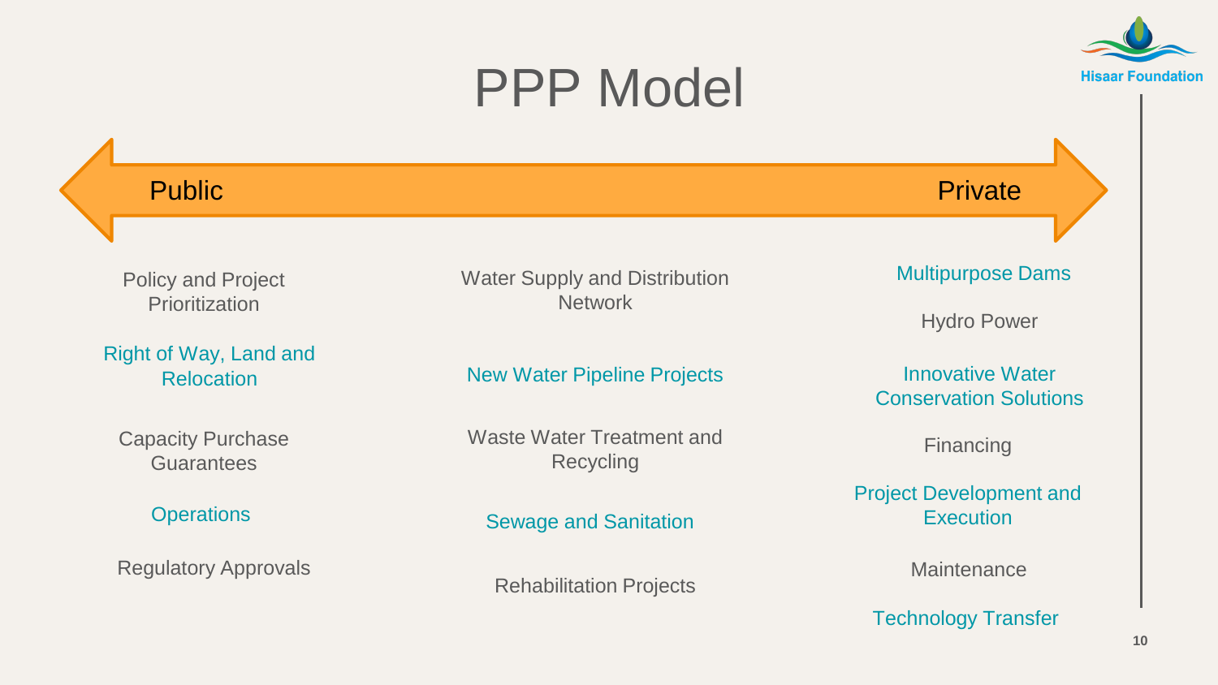# PPP Model

Public ⟷ Private

| Public | Public-Private | Private |
| --- | --- | --- |
| Policy and Project Prioritization | Water Supply and Distribution Network | Multipurpose Dams |
| Right of Way, Land and Relocation | New Water Pipeline Projects | Hydro Power |
| Capacity Purchase Guarantees | Waste Water Treatment and Recycling | Innovative Water Conservation Solutions |
| Operations | Sewage and Sanitation | Financing |
| Regulatory Approvals | Rehabilitation Projects | Project Development and Execution |
| | | Maintenance |
| | | Technology Transfer |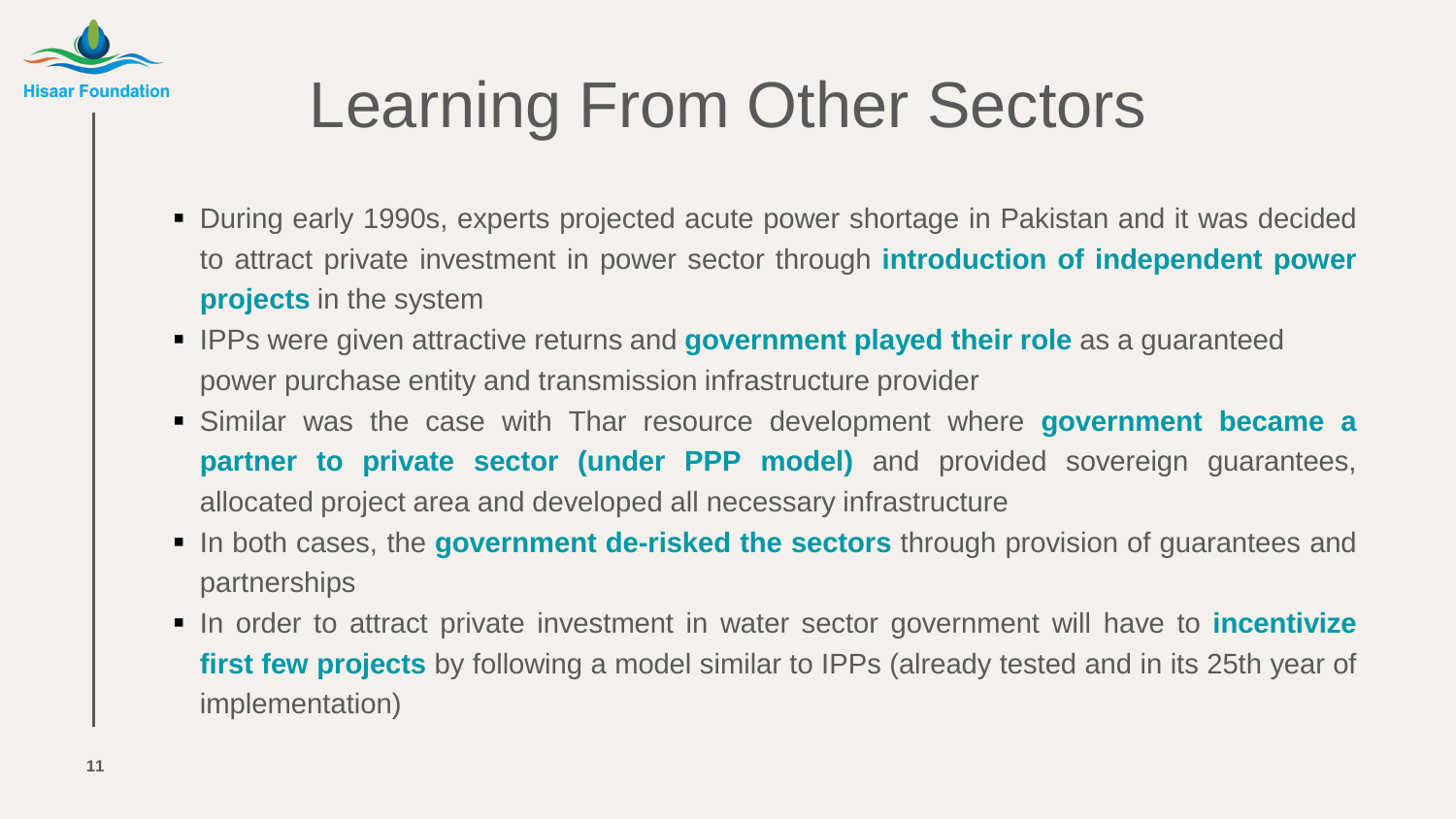# Learning From Other Sectors

- During early 1990s, experts projected acute power shortage in Pakistan and it was decided to attract private investment in power sector through **introduction of independent power projects** in the system
- IPPs were given attractive returns and **government played their role** as a guaranteed power purchase entity and transmission infrastructure provider
- Similar was the case with Thar resource development where **government became a partner to private sector (under PPP model)** and provided sovereign guarantees, allocated project area and developed all necessary infrastructure
- In both cases, the **government de-risked the sectors** through provision of guarantees and partnerships
- In order to attract private investment in water sector government will have to **incentivize first few projects** by following a model similar to IPPs (already tested and in its 25th year of implementation)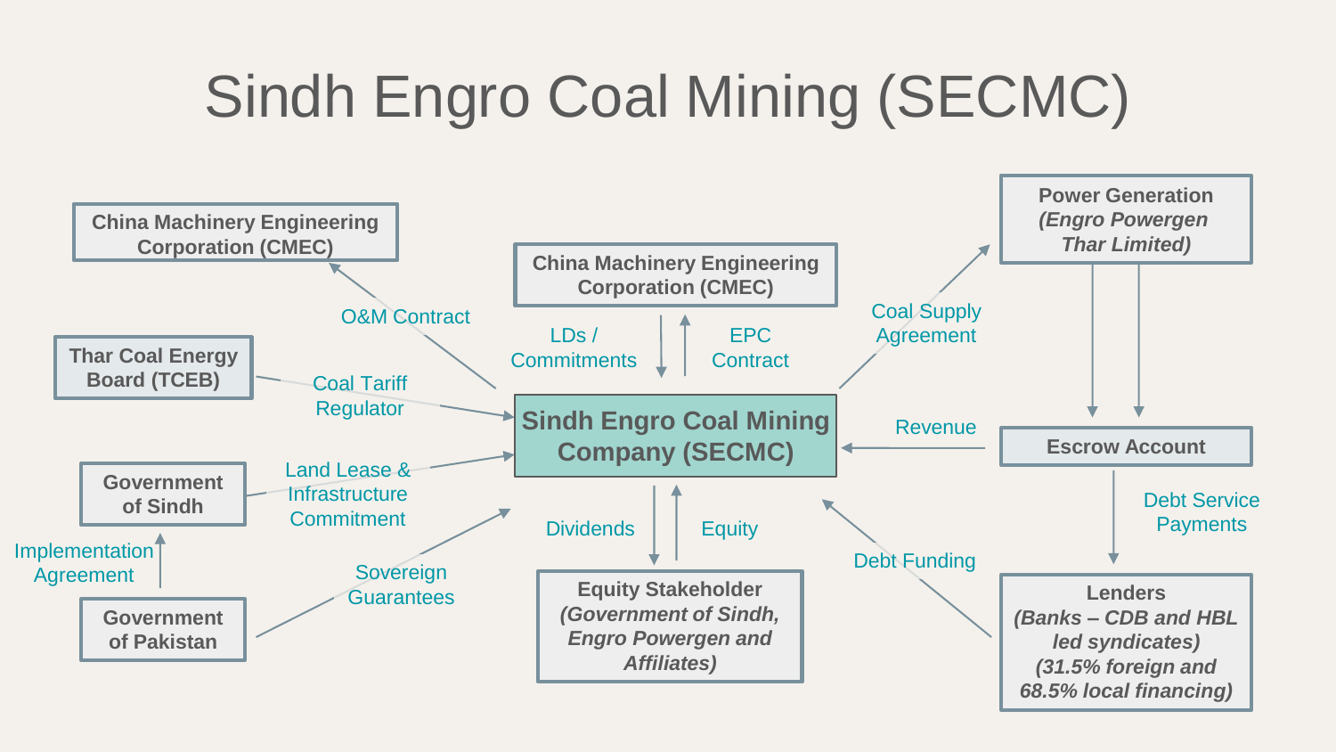# Sindh Engro Coal Mining (SECMC)

**Sindh Engro Coal Mining Company (SECMC)**

- **China Machinery Engineering Corporation (CMEC)** — O&M Contract
- **Thar Coal Energy Board (TCEB)** — Coal Tariff Regulator
- **Government of Sindh** — Land Lease & Infrastructure Commitment
- **Government of Pakistan** — Sovereign Guarantees; Implementation Agreement (to Government of Sindh)
- **China Machinery Engineering Corporation (CMEC)** — LDs / Commitments; EPC Contract
- **Power Generation** *(Engro Powergen Thar Limited)* — Coal Supply Agreement
- **Escrow Account** — Revenue; Debt Service Payments
- **Lenders** *(Banks – CDB and HBL led syndicates) (31.5% foreign and 68.5% local financing)* — Debt Funding
- **Equity Stakeholder** *(Government of Sindh, Engro Powergen and Affiliates)* — Dividends; Equity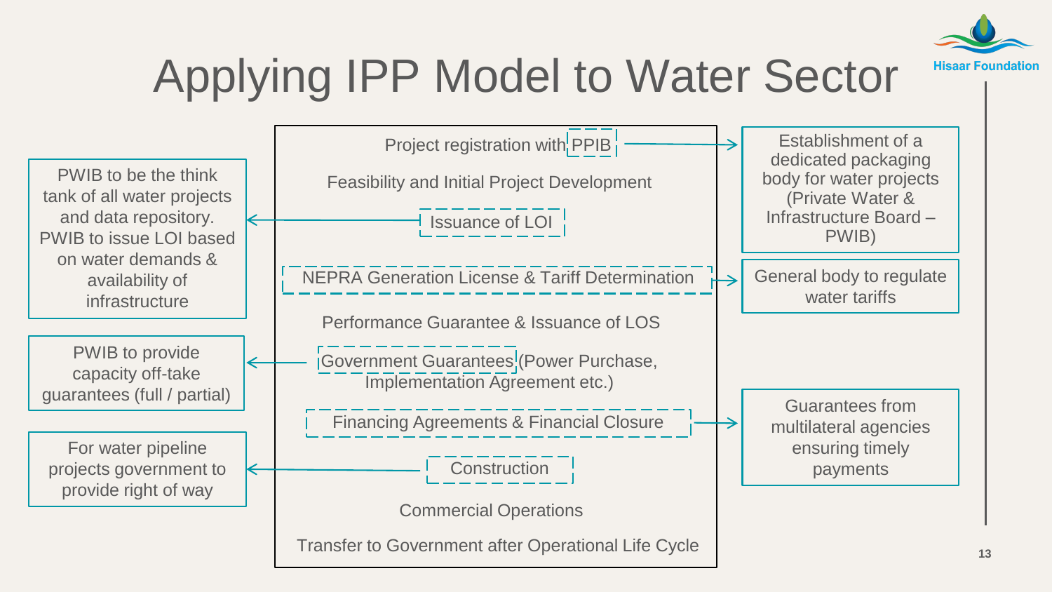# Applying IPP Model to Water Sector

**IPP process steps:**

- Project registration with PPIB
  → Establishment of a dedicated packaging body for water projects (Private Water & Infrastructure Board – PWIB)
- Feasibility and Initial Project Development
- Issuance of LOI
  → PWIB to be the think tank of all water projects and data repository. PWIB to issue LOI based on water demands & availability of infrastructure
- NEPRA Generation License & Tariff Determination
  → General body to regulate water tariffs
- Performance Guarantee & Issuance of LOS
- Government Guarantees (Power Purchase, Implementation Agreement etc.)
  → PWIB to provide capacity off-take guarantees (full / partial)
- Financing Agreements & Financial Closure
  → Guarantees from multilateral agencies ensuring timely payments
- Construction
  → For water pipeline projects government to provide right of way
- Commercial Operations
- Transfer to Government after Operational Life Cycle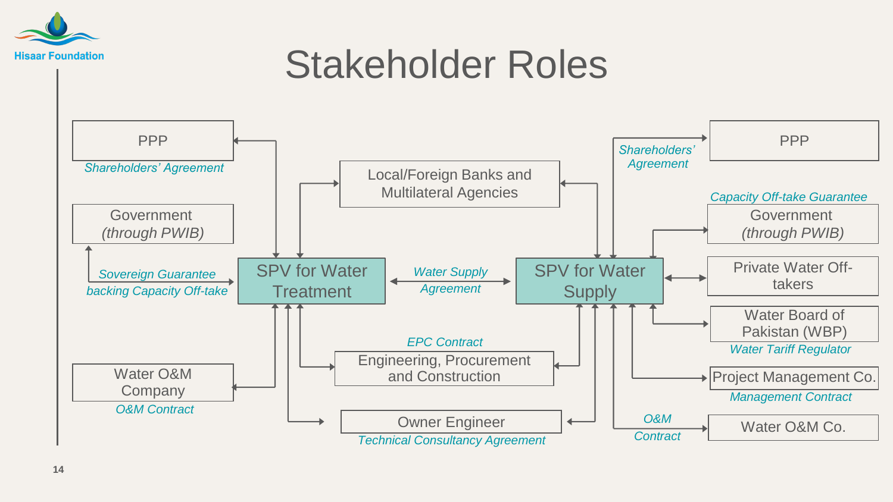# Stakeholder Roles

**SPV for Water Treatment**

- PPP — *Shareholders' Agreement*
- Government *(through PWIB)* — *Sovereign Guarantee backing Capacity Off-take*
- Local/Foreign Banks and Multilateral Agencies
- Water O&M Company — *O&M Contract*
- Engineering, Procurement and Construction — *EPC Contract*
- Owner Engineer — *Technical Consultancy Agreement*

*Water Supply Agreement* (between SPV for Water Treatment and SPV for Water Supply)

**SPV for Water Supply**

- PPP — *Shareholders' Agreement*
- Government *(through PWIB)* — *Capacity Off-take Guarantee*
- Local/Foreign Banks and Multilateral Agencies
- Private Water Off-takers
- Water Board of Pakistan (WBP) — *Water Tariff Regulator*
- Project Management Co. — *Management Contract*
- Water O&M Co. — *O&M Contract*
- Engineering, Procurement and Construction — *EPC Contract*
- Owner Engineer — *Technical Consultancy Agreement*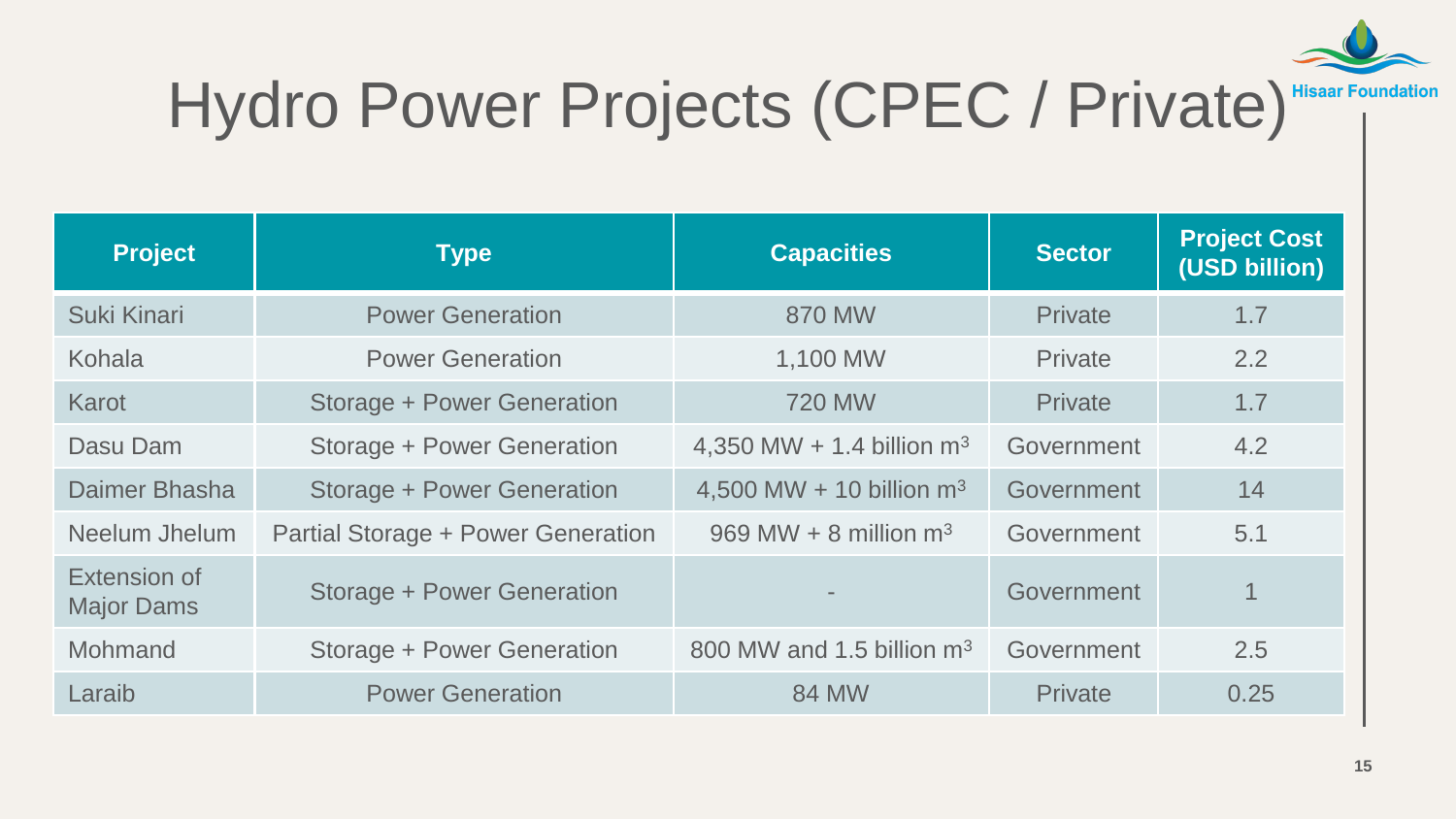# Hydro Power Projects (CPEC / Private)

| Project | Type | Capacities | Sector | Project Cost (USD billion) |
|---|---|---|---|---|
| Suki Kinari | Power Generation | 870 MW | Private | 1.7 |
| Kohala | Power Generation | 1,100 MW | Private | 2.2 |
| Karot | Storage + Power Generation | 720 MW | Private | 1.7 |
| Dasu Dam | Storage + Power Generation | 4,350 MW + 1.4 billion $m^3$ | Government | 4.2 |
| Daimer Bhasha | Storage + Power Generation | 4,500 MW + 10 billion $m^3$ | Government | 14 |
| Neelum Jhelum | Partial Storage + Power Generation | 969 MW + 8 million $m^3$ | Government | 5.1 |
| Extension of Major Dams | Storage + Power Generation | - | Government | 1 |
| Mohmand | Storage + Power Generation | 800 MW and 1.5 billion $m^3$ | Government | 2.5 |
| Laraib | Power Generation | 84 MW | Private | 0.25 |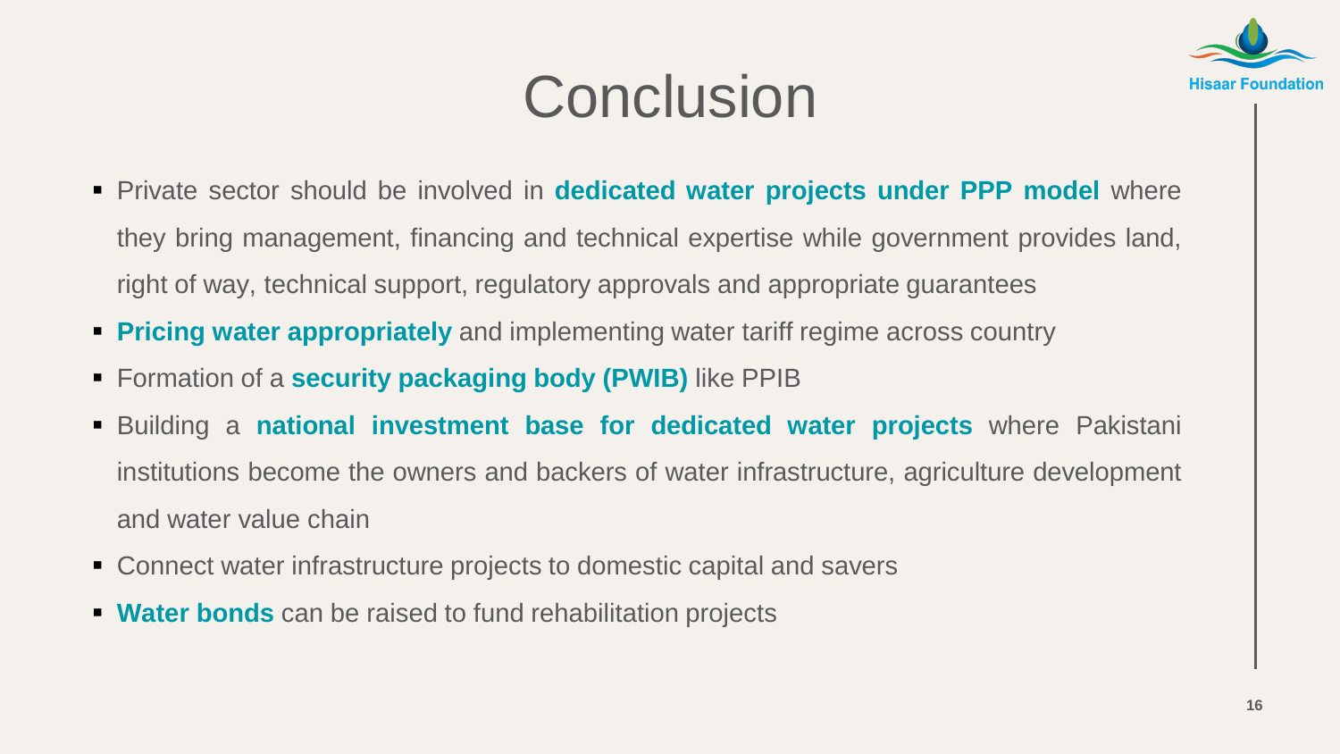# Conclusion

- Private sector should be involved in **dedicated water projects under PPP model** where they bring management, financing and technical expertise while government provides land, right of way, technical support, regulatory approvals and appropriate guarantees
- **Pricing water appropriately** and implementing water tariff regime across country
- Formation of a **security packaging body (PWIB)** like PPIB
- Building a **national investment base for dedicated water projects** where Pakistani institutions become the owners and backers of water infrastructure, agriculture development and water value chain
- Connect water infrastructure projects to domestic capital and savers
- **Water bonds** can be raised to fund rehabilitation projects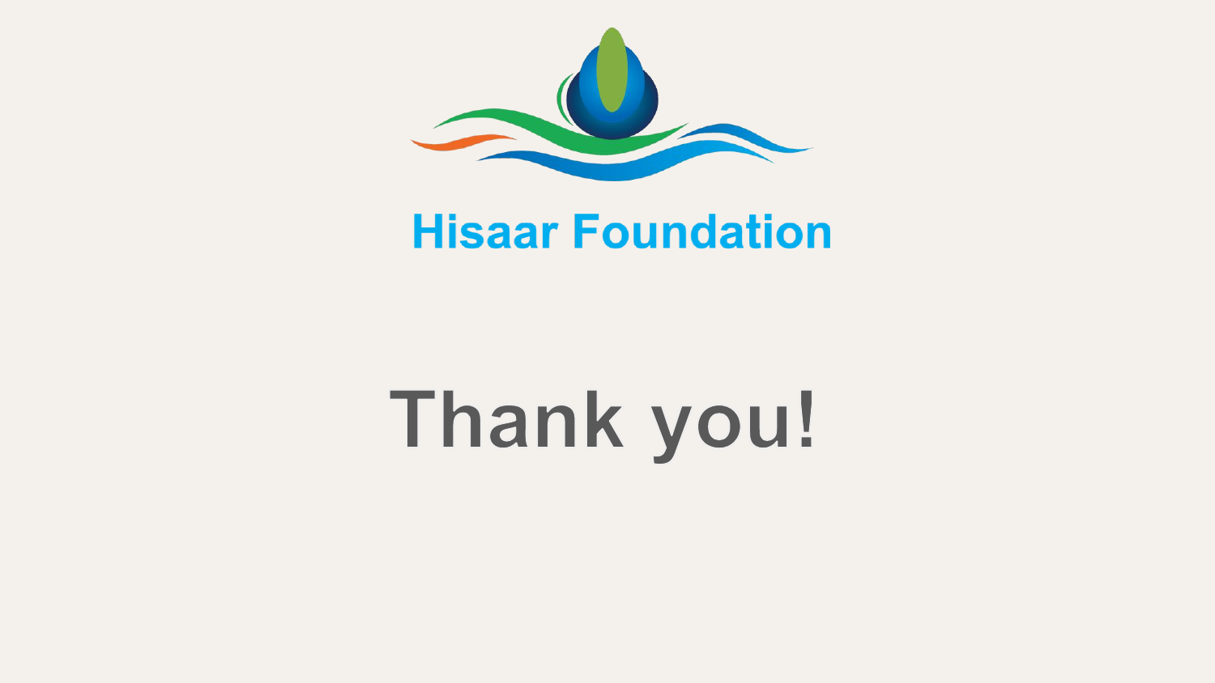**Hisaar Foundation**

# Thank you!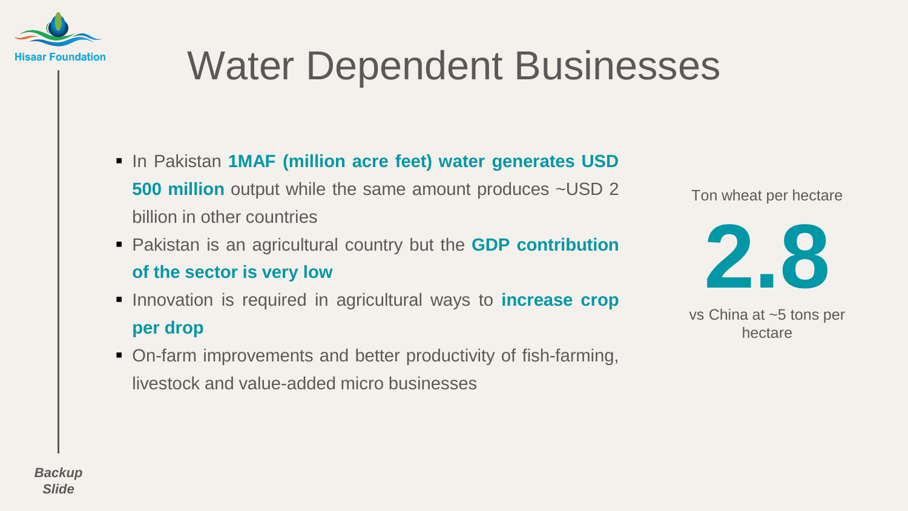Hisaar Foundation

# Water Dependent Businesses

- In Pakistan **1MAF (million acre feet) water generates USD 500 million** output while the same amount produces ~USD 2 billion in other countries
- Pakistan is an agricultural country but the **GDP contribution of the sector is very low**
- Innovation is required in agricultural ways to **increase crop per drop**
- On-farm improvements and better productivity of fish-farming, livestock and value-added micro businesses

Ton wheat per hectare

**2.8**

vs China at ~5 tons per hectare

*Backup Slide*